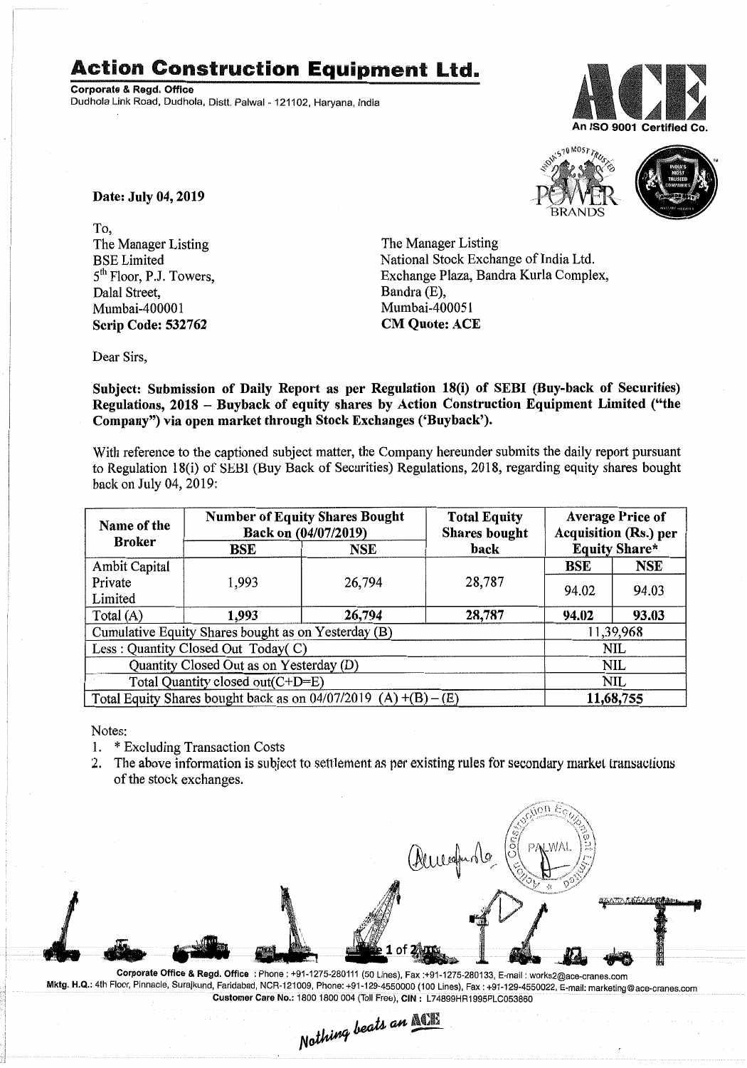# Action Construction Equipment Ltd.

**Corporate & Regd. Office**
Dudhola Link Road, Dudhola, Distt. Palwal - 121102, Haryana, India

An ISO 9001 Certified Co.

**Date: July 04, 2019**

To,
The Manager Listing
BSE Limited
5th Floor, P.J. Towers,
Dalal Street,
Mumbai-400001
**Scrip Code: 532762**

The Manager Listing
National Stock Exchange of India Ltd.
Exchange Plaza, Bandra Kurla Complex,
Bandra (E),
Mumbai-400051
**CM Quote: ACE**

Dear Sirs,

**Subject: Submission of Daily Report as per Regulation 18(i) of SEBI (Buy-back of Securities) Regulations, 2018 – Buyback of equity shares by Action Construction Equipment Limited ("the Company") via open market through Stock Exchanges ('Buyback').**

With reference to the captioned subject matter, the Company hereunder submits the daily report pursuant to Regulation 18(i) of SEBI (Buy Back of Securities) Regulations, 2018, regarding equity shares bought back on July 04, 2019:

| Name of the Broker | Number of Equity Shares Bought Back on (04/07/2019) | | Total Equity Shares bought back | Average Price of Acquisition (Rs.) per Equity Share* | |
|---|---|---|---|---|---|
| | BSE | NSE | | BSE | NSE |
| Ambit Capital Private Limited | 1,993 | 26,794 | 28,787 | 94.02 | 94.03 |
| Total (A) | **1,993** | **26,794** | **28,787** | **94.02** | **93.03** |
| Cumulative Equity Shares bought as on Yesterday (B) | | | | 11,39,968 | |
| Less : Quantity Closed Out Today( C) | | | | NIL | |
| Quantity Closed Out as on Yesterday (D) | | | | NIL | |
| Total Quantity closed out(C+D=E) | | | | NIL | |
| Total Equity Shares bought back as on 04/07/2019 (A) +(B) – (E) | | | | **11,68,755** | |

Notes:

1. * Excluding Transaction Costs
2. The above information is subject to settlement as per existing rules for secondary market transactions of the stock exchanges.

**Corporate Office & Regd. Office** : Phone : +91-1275-280111 (50 Lines), Fax :+91-1275-280133, E-mail : works2@ace-cranes.com
**Mktg. H.Q.:** 4th Floor, Pinnacle, Surajkund, Faridabad, NCR-121009, Phone: +91-129-4550000 (100 Lines), Fax : +91-129-4550022, E-mail: marketing@ace-cranes.com
Customer Care No.: 1800 1800 004 (Toll Free), CIN : L74899HR1995PLC053860

*Nothing beats an ACE*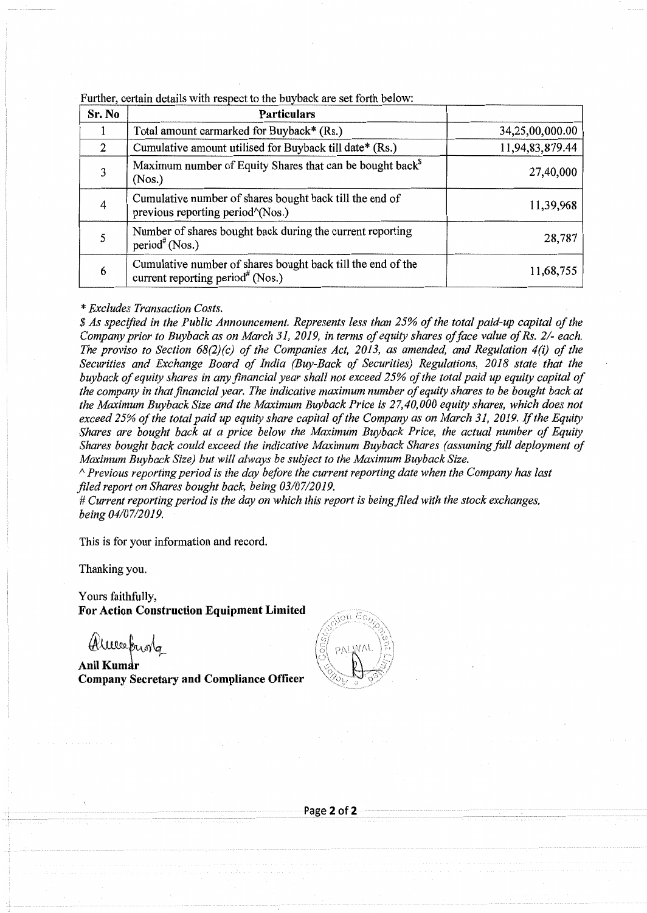Further, certain details with respect to the buyback are set forth below:

| Sr. No | Particulars | |
|---|---|---|
| 1 | Total amount earmarked for Buyback* (Rs.) | 34,25,00,000.00 |
| 2 | Cumulative amount utilised for Buyback till date* (Rs.) | 11,94,83,879.44 |
| 3 | Maximum number of Equity Shares that can be bought back$ (Nos.) | 27,40,000 |
| 4 | Cumulative number of shares bought back till the end of previous reporting period^(Nos.) | 11,39,968 |
| 5 | Number of shares bought back during the current reporting period# (Nos.) | 28,787 |
| 6 | Cumulative number of shares bought back till the end of the current reporting period# (Nos.) | 11,68,755 |

*\* Excludes Transaction Costs.*

*$ As specified in the Public Announcement. Represents less than 25% of the total paid-up capital of the Company prior to Buyback as on March 31, 2019, in terms of equity shares of face value of Rs. 2/- each. The proviso to Section 68(2)(c) of the Companies Act, 2013, as amended, and Regulation 4(i) of the Securities and Exchange Board of India (Buy-Back of Securities) Regulations, 2018 state that the buyback of equity shares in any financial year shall not exceed 25% of the total paid up equity capital of the company in that financial year. The indicative maximum number of equity shares to be bought back at the Maximum Buyback Size and the Maximum Buyback Price is 27,40,000 equity shares, which does not exceed 25% of the total paid up equity share capital of the Company as on March 31, 2019. If the Equity Shares are bought back at a price below the Maximum Buyback Price, the actual number of Equity Shares bought back could exceed the indicative Maximum Buyback Shares (assuming full deployment of Maximum Buyback Size) but will always be subject to the Maximum Buyback Size.*

*^ Previous reporting period is the day before the current reporting date when the Company has last filed report on Shares bought back, being 03/07/2019.*

*# Current reporting period is the day on which this report is being filed with the stock exchanges, being 04/07/2019.*

This is for your information and record.

Thanking you.

Yours faithfully,
**For Action Construction Equipment Limited**

**Anil Kumar**
**Company Secretary and Compliance Officer**